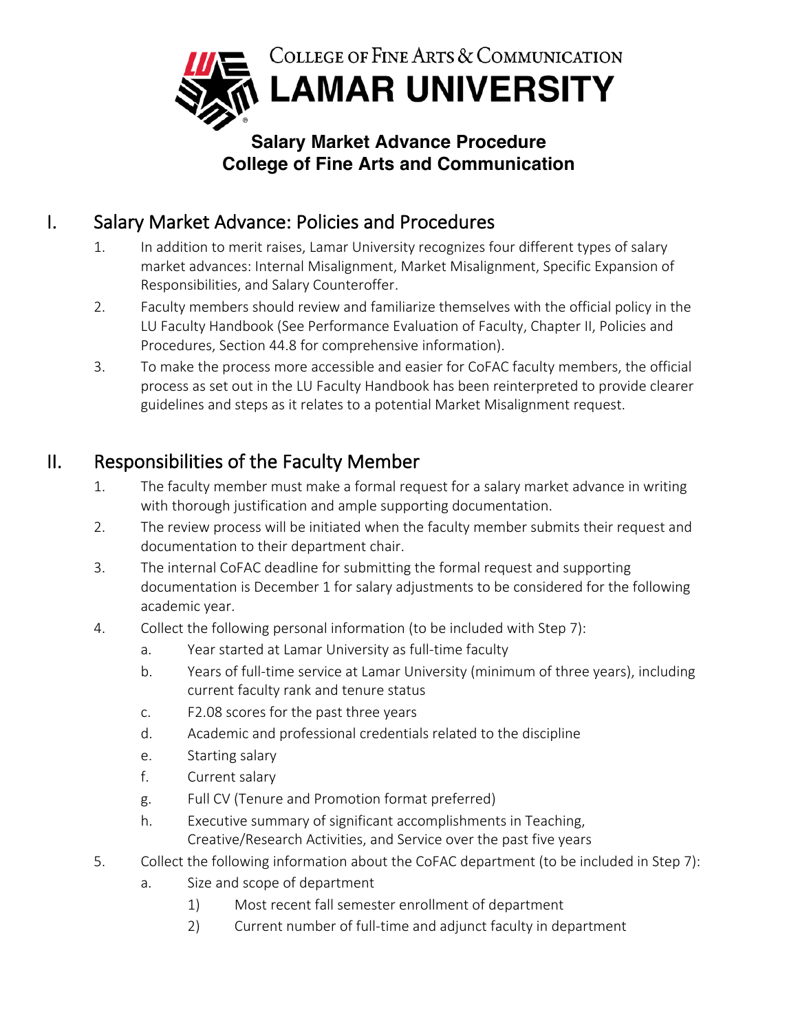COLLEGE OF FINE ARTS & COMMUNICATION
**LAMAR UNIVERSITY**

# Salary Market Advance Procedure
# College of Fine Arts and Communication

## I. Salary Market Advance: Policies and Procedures

1. In addition to merit raises, Lamar University recognizes four different types of salary market advances: Internal Misalignment, Market Misalignment, Specific Expansion of Responsibilities, and Salary Counteroffer.
2. Faculty members should review and familiarize themselves with the official policy in the LU Faculty Handbook (See Performance Evaluation of Faculty, Chapter II, Policies and Procedures, Section 44.8 for comprehensive information).
3. To make the process more accessible and easier for CoFAC faculty members, the official process as set out in the LU Faculty Handbook has been reinterpreted to provide clearer guidelines and steps as it relates to a potential Market Misalignment request.

## II. Responsibilities of the Faculty Member

1. The faculty member must make a formal request for a salary market advance in writing with thorough justification and ample supporting documentation.
2. The review process will be initiated when the faculty member submits their request and documentation to their department chair.
3. The internal CoFAC deadline for submitting the formal request and supporting documentation is December 1 for salary adjustments to be considered for the following academic year.
4. Collect the following personal information (to be included with Step 7):
    a. Year started at Lamar University as full-time faculty
    b. Years of full-time service at Lamar University (minimum of three years), including current faculty rank and tenure status
    c. F2.08 scores for the past three years
    d. Academic and professional credentials related to the discipline
    e. Starting salary
    f. Current salary
    g. Full CV (Tenure and Promotion format preferred)
    h. Executive summary of significant accomplishments in Teaching, Creative/Research Activities, and Service over the past five years
5. Collect the following information about the CoFAC department (to be included in Step 7):
    a. Size and scope of department
        1) Most recent fall semester enrollment of department
        2) Current number of full-time and adjunct faculty in department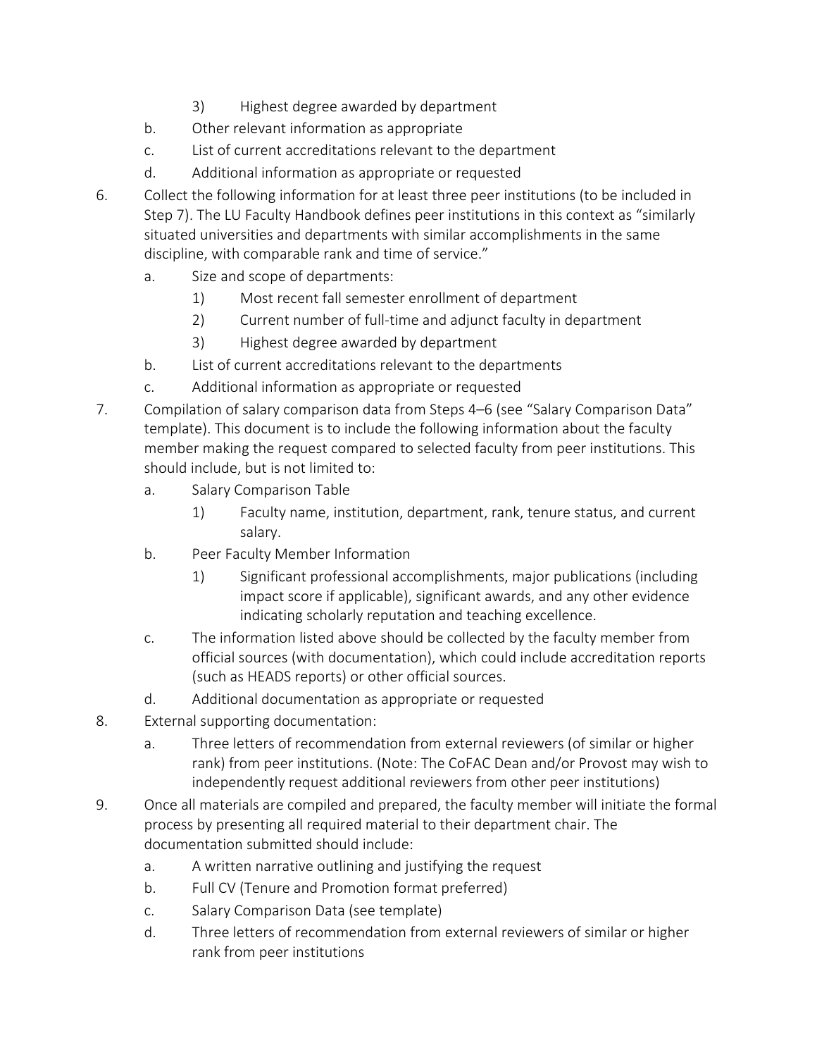3) Highest degree awarded by department

    b. Other relevant information as appropriate

    c. List of current accreditations relevant to the department

    d. Additional information as appropriate or requested

6. Collect the following information for at least three peer institutions (to be included in Step 7). The LU Faculty Handbook defines peer institutions in this context as "similarly situated universities and departments with similar accomplishments in the same discipline, with comparable rank and time of service."

    a. Size and scope of departments:

        1) Most recent fall semester enrollment of department

        2) Current number of full-time and adjunct faculty in department

        3) Highest degree awarded by department

    b. List of current accreditations relevant to the departments

    c. Additional information as appropriate or requested

7. Compilation of salary comparison data from Steps 4–6 (see "Salary Comparison Data" template). This document is to include the following information about the faculty member making the request compared to selected faculty from peer institutions. This should include, but is not limited to:

    a. Salary Comparison Table

        1) Faculty name, institution, department, rank, tenure status, and current salary.

    b. Peer Faculty Member Information

        1) Significant professional accomplishments, major publications (including impact score if applicable), significant awards, and any other evidence indicating scholarly reputation and teaching excellence.

    c. The information listed above should be collected by the faculty member from official sources (with documentation), which could include accreditation reports (such as HEADS reports) or other official sources.

    d. Additional documentation as appropriate or requested

8. External supporting documentation:

    a. Three letters of recommendation from external reviewers (of similar or higher rank) from peer institutions. (Note: The CoFAC Dean and/or Provost may wish to independently request additional reviewers from other peer institutions)

9. Once all materials are compiled and prepared, the faculty member will initiate the formal process by presenting all required material to their department chair. The documentation submitted should include:

    a. A written narrative outlining and justifying the request

    b. Full CV (Tenure and Promotion format preferred)

    c. Salary Comparison Data (see template)

    d. Three letters of recommendation from external reviewers of similar or higher rank from peer institutions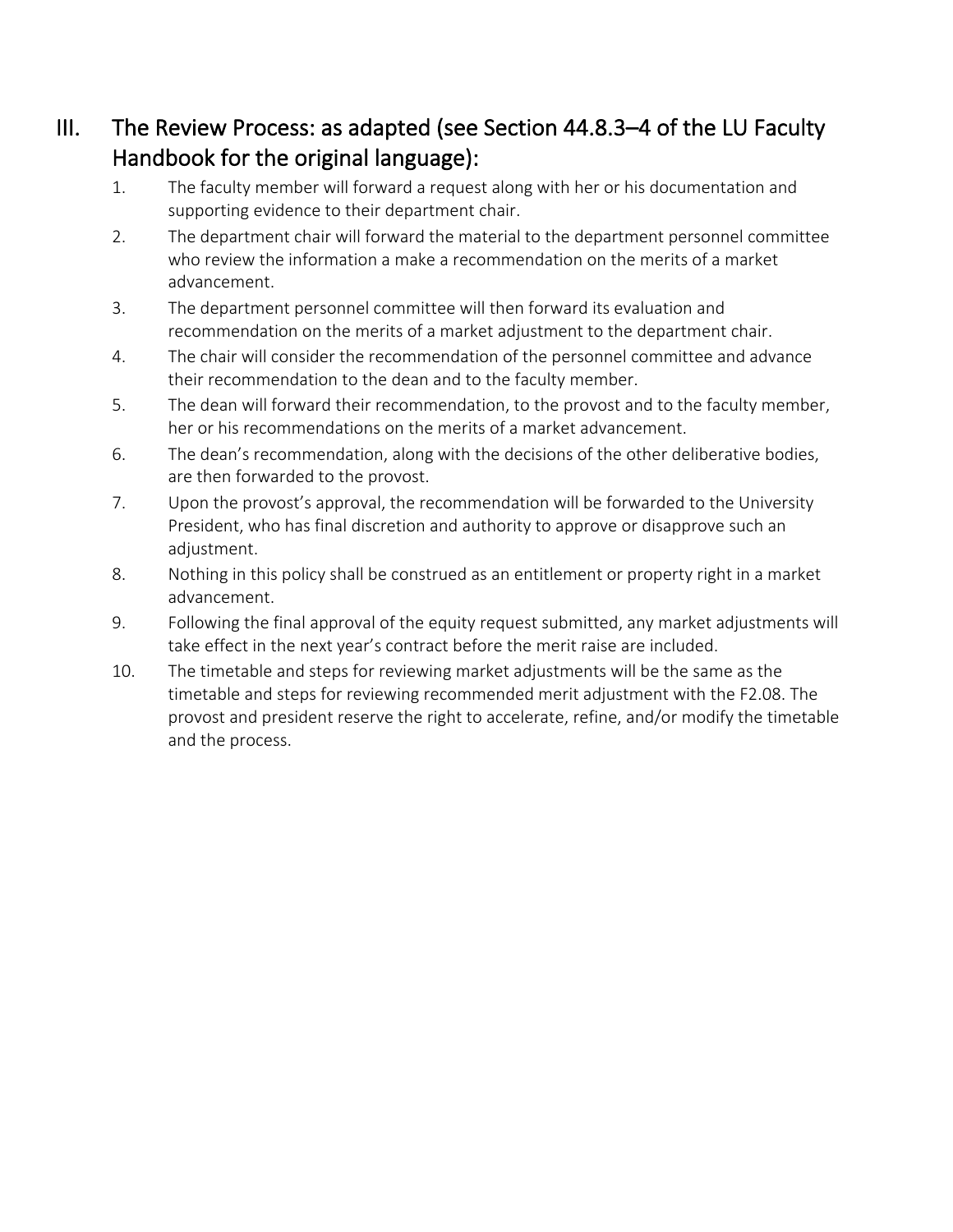## III. The Review Process: as adapted (see Section 44.8.3–4 of the LU Faculty Handbook for the original language):

1. The faculty member will forward a request along with her or his documentation and supporting evidence to their department chair.
2. The department chair will forward the material to the department personnel committee who review the information a make a recommendation on the merits of a market advancement.
3. The department personnel committee will then forward its evaluation and recommendation on the merits of a market adjustment to the department chair.
4. The chair will consider the recommendation of the personnel committee and advance their recommendation to the dean and to the faculty member.
5. The dean will forward their recommendation, to the provost and to the faculty member, her or his recommendations on the merits of a market advancement.
6. The dean's recommendation, along with the decisions of the other deliberative bodies, are then forwarded to the provost.
7. Upon the provost's approval, the recommendation will be forwarded to the University President, who has final discretion and authority to approve or disapprove such an adjustment.
8. Nothing in this policy shall be construed as an entitlement or property right in a market advancement.
9. Following the final approval of the equity request submitted, any market adjustments will take effect in the next year's contract before the merit raise are included.
10. The timetable and steps for reviewing market adjustments will be the same as the timetable and steps for reviewing recommended merit adjustment with the F2.08. The provost and president reserve the right to accelerate, refine, and/or modify the timetable and the process.